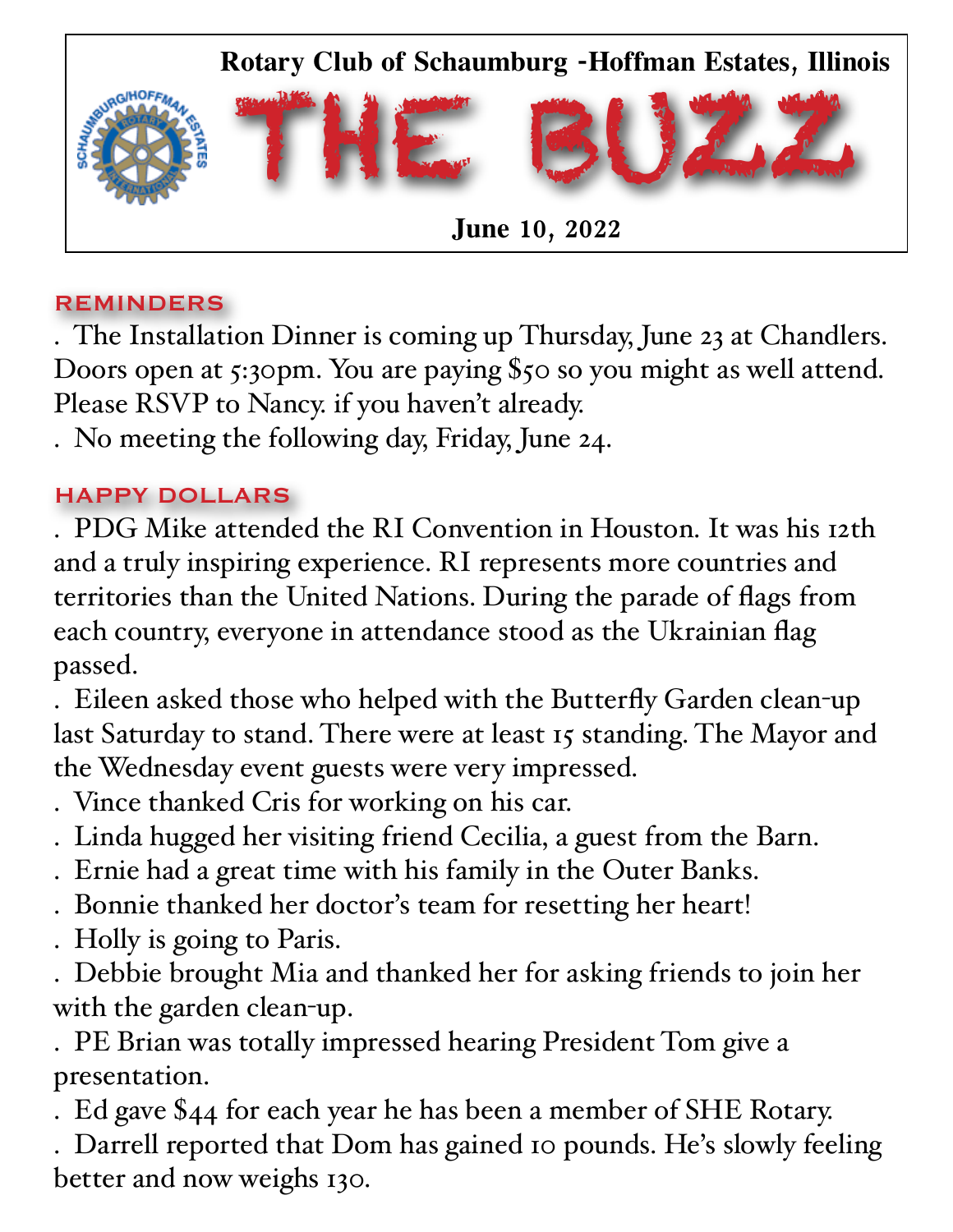**Rotary Club of Schaumburg -Hoffman Estates, Illinois**

# THE BUZZ

**June 10, 2022**

## REMINDERS

. The Installation Dinner is coming up Thursday, June 23 at Chandlers. Doors open at 5:30pm. You are paying $50 so you might as well attend. Please RSVP to Nancy. if you haven't already.

. No meeting the following day, Friday, June 24.

## HAPPY DOLLARS

. PDG Mike attended the RI Convention in Houston. It was his 12th and a truly inspiring experience. RI represents more countries and territories than the United Nations. During the parade of flags from each country, everyone in attendance stood as the Ukrainian flag passed.

. Eileen asked those who helped with the Butterfly Garden clean-up last Saturday to stand. There were at least 15 standing. The Mayor and the Wednesday event guests were very impressed.

. Vince thanked Cris for working on his car.

. Linda hugged her visiting friend Cecilia, a guest from the Barn.

. Ernie had a great time with his family in the Outer Banks.

. Bonnie thanked her doctor's team for resetting her heart!

. Holly is going to Paris.

. Debbie brought Mia and thanked her for asking friends to join her with the garden clean-up.

. PE Brian was totally impressed hearing President Tom give a presentation.

. Ed gave $44 for each year he has been a member of SHE Rotary.

. Darrell reported that Dom has gained 10 pounds. He's slowly feeling better and now weighs 130.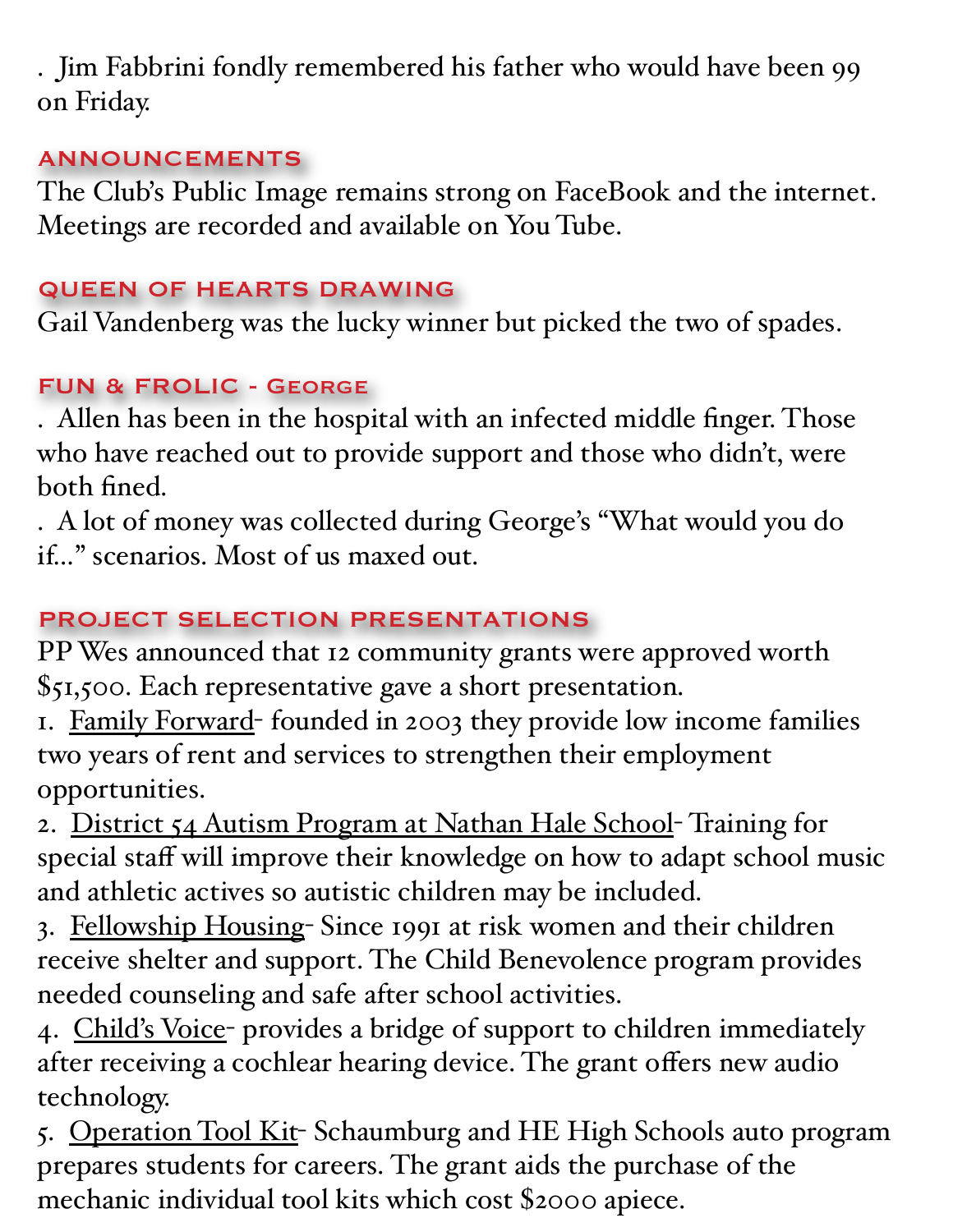. Jim Fabbrini fondly remembered his father who would have been 99 on Friday.

## ANNOUNCEMENTS

The Club's Public Image remains strong on FaceBook and the internet. Meetings are recorded and available on You Tube.

## QUEEN OF HEARTS DRAWING

Gail Vandenberg was the lucky winner but picked the two of spades.

## FUN & FROLIC - George

. Allen has been in the hospital with an infected middle finger. Those who have reached out to provide support and those who didn't, were both fined.

. A lot of money was collected during George's "What would you do if..." scenarios. Most of us maxed out.

## PROJECT SELECTION PRESENTATIONS

PP Wes announced that 12 community grants were approved worth $51,500. Each representative gave a short presentation.

1. <u>Family Forward</u>- founded in 2003 they provide low income families two years of rent and services to strengthen their employment opportunities.
2. <u>District 54 Autism Program at Nathan Hale School</u>- Training for special staff will improve their knowledge on how to adapt school music and athletic actives so autistic children may be included.
3. <u>Fellowship Housing</u>- Since 1991 at risk women and their children receive shelter and support. The Child Benevolence program provides needed counseling and safe after school activities.
4. <u>Child's Voice</u>- provides a bridge of support to children immediately after receiving a cochlear hearing device. The grant offers new audio technology.
5. <u>Operation Tool Kit</u>- Schaumburg and HE High Schools auto program prepares students for careers. The grant aids the purchase of the mechanic individual tool kits which cost $2000 apiece.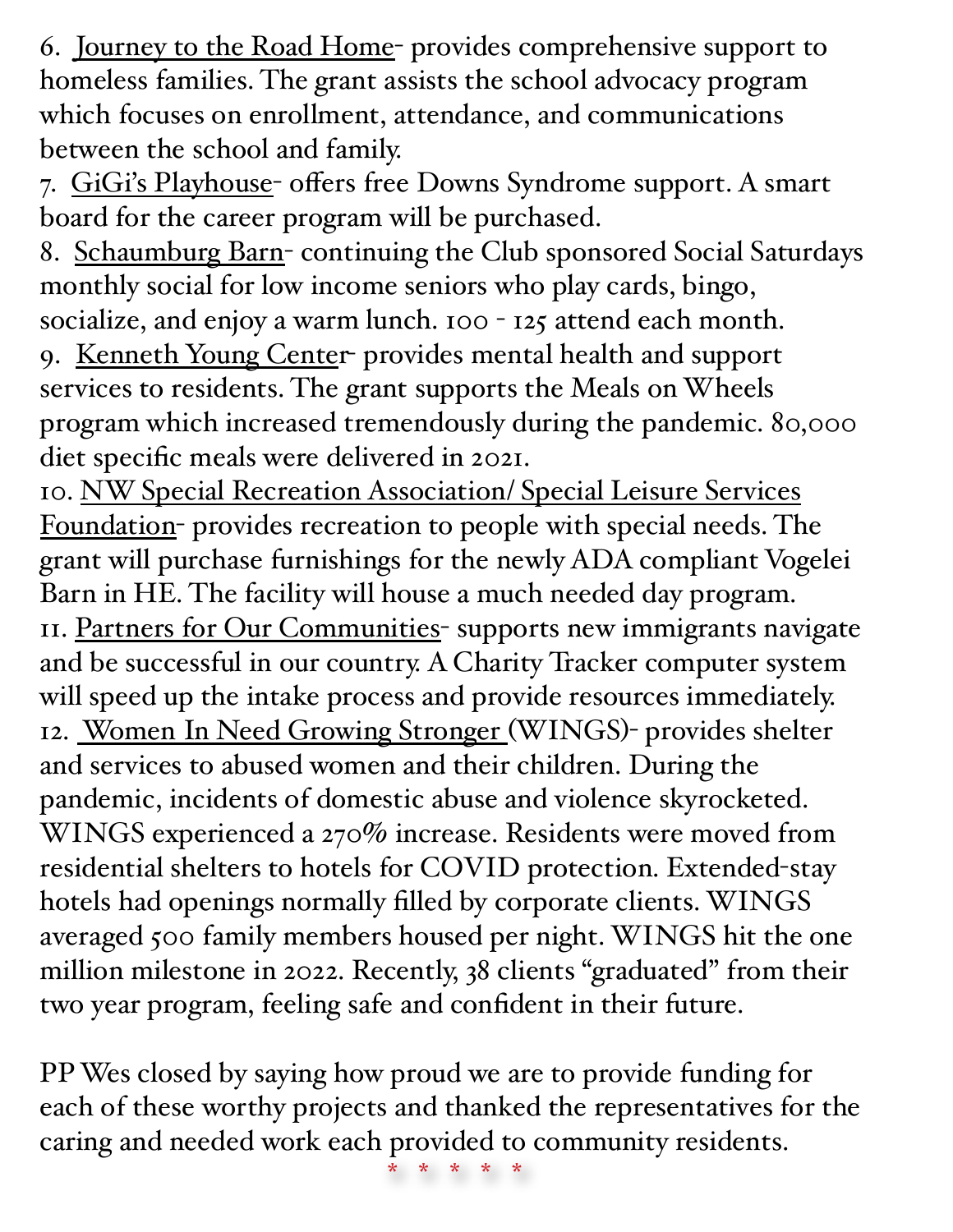6. Journey to the Road Home- provides comprehensive support to homeless families. The grant assists the school advocacy program which focuses on enrollment, attendance, and communications between the school and family.
7. GiGi's Playhouse- offers free Downs Syndrome support. A smart board for the career program will be purchased.
8. Schaumburg Barn- continuing the Club sponsored Social Saturdays monthly social for low income seniors who play cards, bingo, socialize, and enjoy a warm lunch. 100 - 125 attend each month.
9. Kenneth Young Center- provides mental health and support services to residents. The grant supports the Meals on Wheels program which increased tremendously during the pandemic. 80,000 diet specific meals were delivered in 2021.
10. NW Special Recreation Association/ Special Leisure Services Foundation- provides recreation to people with special needs. The grant will purchase furnishings for the newly ADA compliant Vogelei Barn in HE. The facility will house a much needed day program.
11. Partners for Our Communities- supports new immigrants navigate and be successful in our country. A Charity Tracker computer system will speed up the intake process and provide resources immediately.
12. Women In Need Growing Stronger (WINGS)- provides shelter and services to abused women and their children. During the pandemic, incidents of domestic abuse and violence skyrocketed. WINGS experienced a 270% increase. Residents were moved from residential shelters to hotels for COVID protection. Extended-stay hotels had openings normally filled by corporate clients. WINGS averaged 500 family members housed per night. WINGS hit the one million milestone in 2022. Recently, 38 clients "graduated" from their two year program, feeling safe and confident in their future.

PP Wes closed by saying how proud we are to provide funding for each of these worthy projects and thanked the representatives for the caring and needed work each provided to community residents.

\* \* \* \* \*